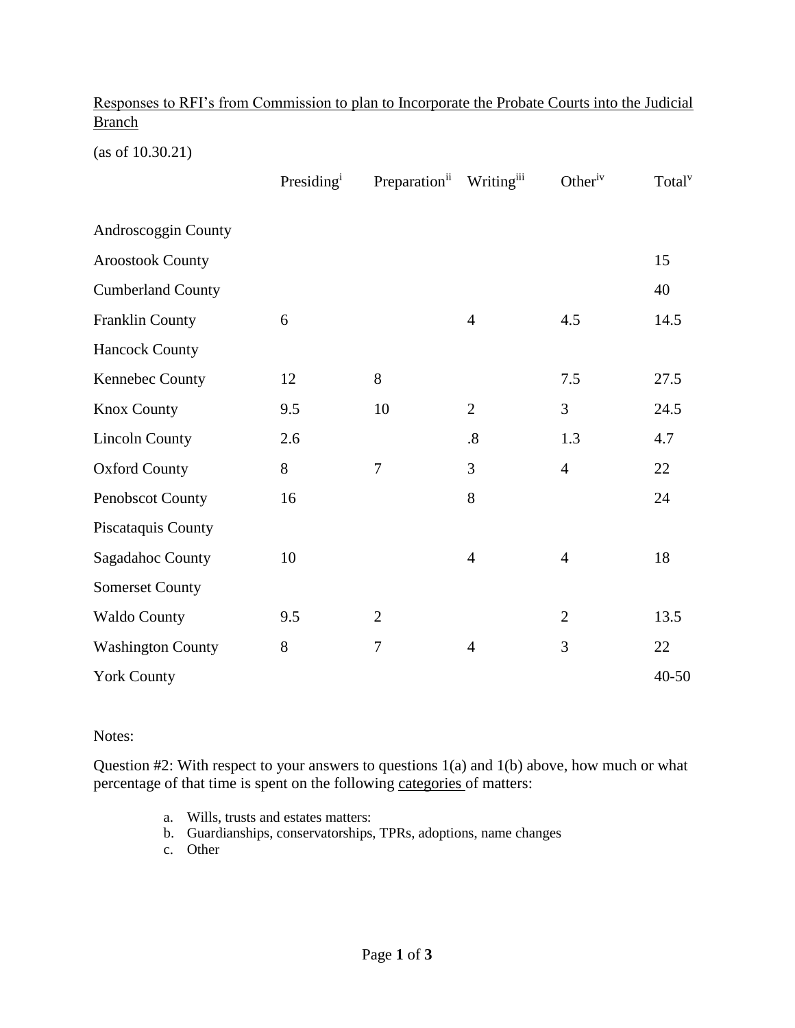Responses to RFI's from Commission to plan to Incorporate the Probate Courts into the Judicial Branch

(as of 10.30.21)

| | Presiding[i] | Preparation[ii] | Writing[iii] | Other[iv] | Total[v] |
|---|---|---|---|---|---|
| Androscoggin County | | | | | |
| Aroostook County | | | | | 15 |
| Cumberland County | | | | | 40 |
| Franklin County | 6 | | 4 | 4.5 | 14.5 |
| Hancock County | | | | | |
| Kennebec County | 12 | 8 | | 7.5 | 27.5 |
| Knox County | 9.5 | 10 | 2 | 3 | 24.5 |
| Lincoln County | 2.6 | | .8 | 1.3 | 4.7 |
| Oxford County | 8 | 7 | 3 | 4 | 22 |
| Penobscot County | 16 | | 8 | | 24 |
| Piscataquis County | | | | | |
| Sagadahoc County | 10 | | 4 | 4 | 18 |
| Somerset County | | | | | |
| Waldo County | 9.5 | 2 | | 2 | 13.5 |
| Washington County | 8 | 7 | 4 | 3 | 22 |
| York County | | | | | 40-50 |

Notes:

Question #2: With respect to your answers to questions 1(a) and 1(b) above, how much or what percentage of that time is spent on the following categories of matters:

a. Wills, trusts and estates matters:
b. Guardianships, conservatorships, TPRs, adoptions, name changes
c. Other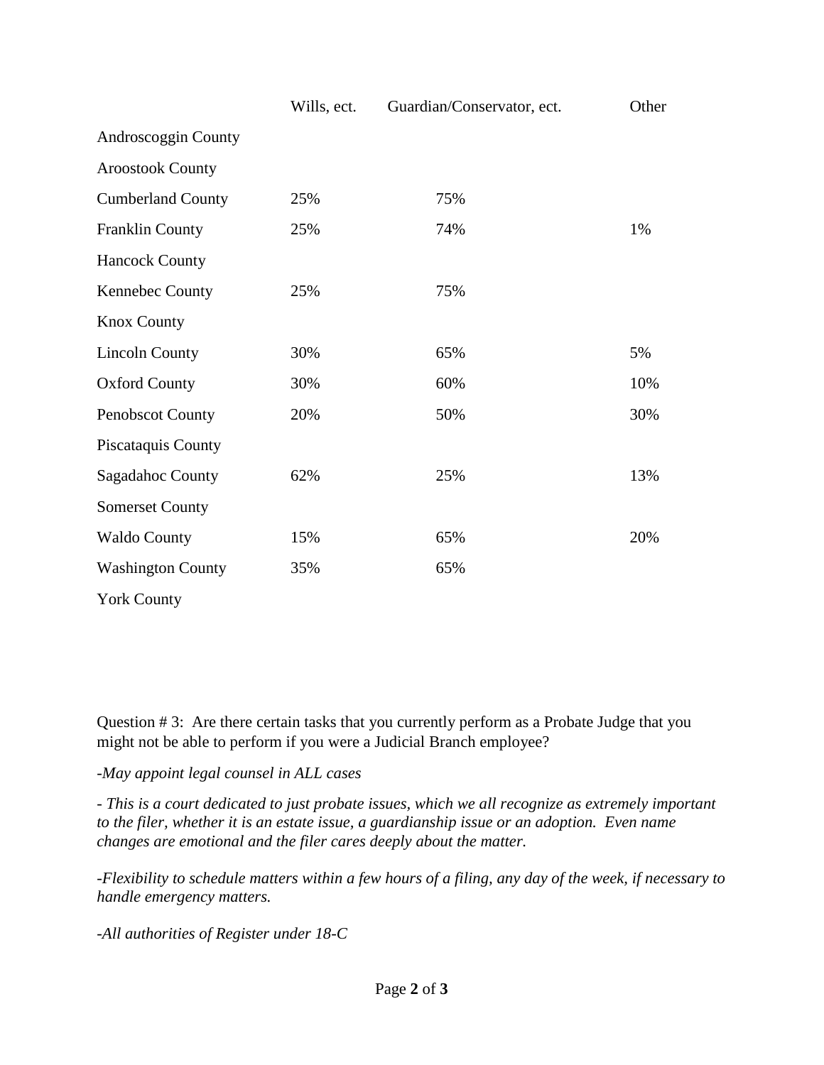| | Wills, ect. | Guardian/Conservator, ect. | Other |
|---|---|---|---|
| Androscoggin County | | | |
| Aroostook County | | | |
| Cumberland County | 25% | 75% | |
| Franklin County | 25% | 74% | 1% |
| Hancock County | | | |
| Kennebec County | 25% | 75% | |
| Knox County | | | |
| Lincoln County | 30% | 65% | 5% |
| Oxford County | 30% | 60% | 10% |
| Penobscot County | 20% | 50% | 30% |
| Piscataquis County | | | |
| Sagadahoc County | 62% | 25% | 13% |
| Somerset County | | | |
| Waldo County | 15% | 65% | 20% |
| Washington County | 35% | 65% | |
| York County | | | |

Question # 3: Are there certain tasks that you currently perform as a Probate Judge that you might not be able to perform if you were a Judicial Branch employee?

*-May appoint legal counsel in ALL cases*

*- This is a court dedicated to just probate issues, which we all recognize as extremely important to the filer, whether it is an estate issue, a guardianship issue or an adoption. Even name changes are emotional and the filer cares deeply about the matter.*

*-Flexibility to schedule matters within a few hours of a filing, any day of the week, if necessary to handle emergency matters.*

*-All authorities of Register under 18-C*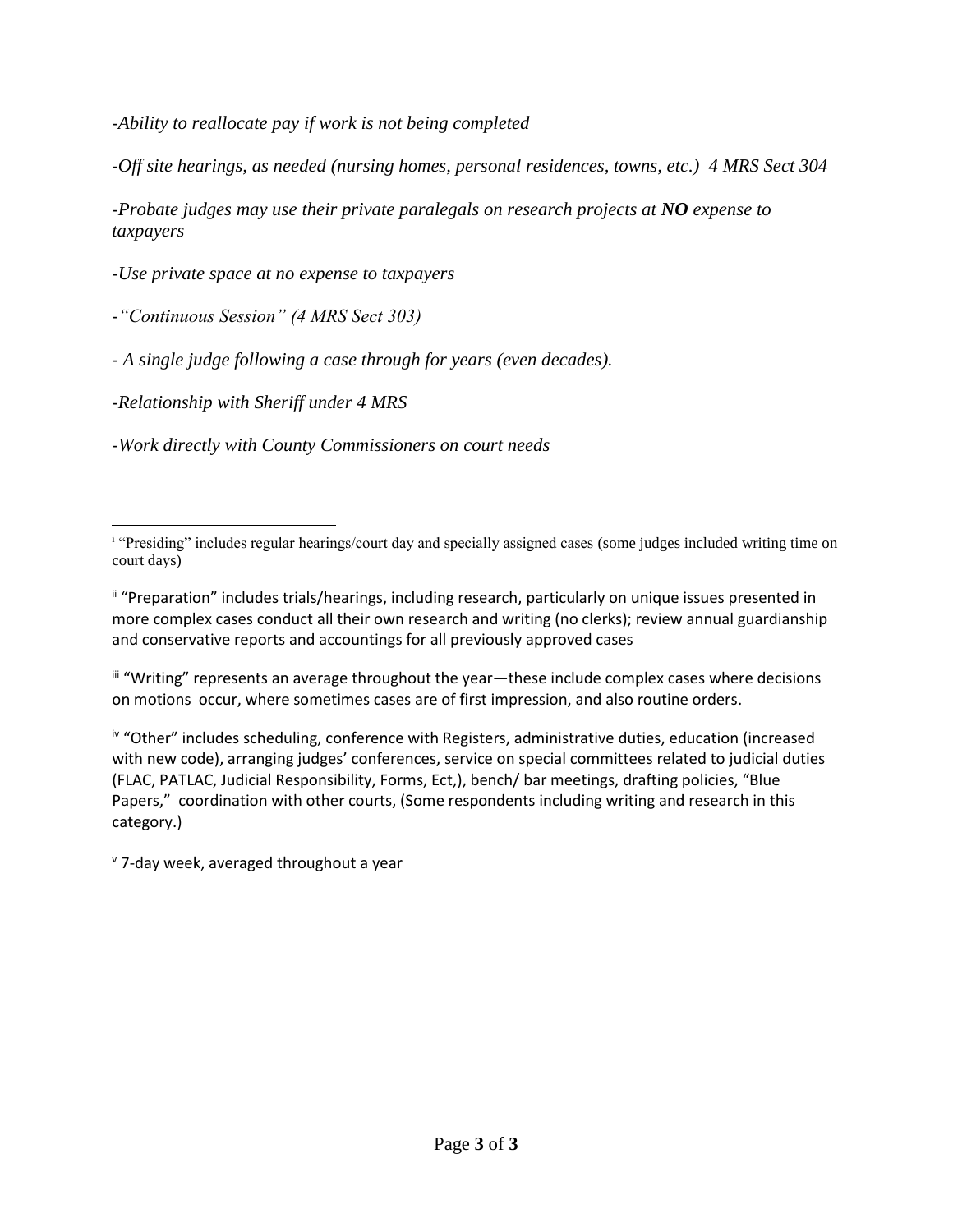*-Ability to reallocate pay if work is not being completed*

*-Off site hearings, as needed (nursing homes, personal residences, towns, etc.) 4 MRS Sect 304*

*-Probate judges may use their private paralegals on research projects at **NO** expense to taxpayers*

*-Use private space at no expense to taxpayers*

*-"Continuous Session" (4 MRS Sect 303)*

*- A single judge following a case through for years (even decades).*

*-Relationship with Sheriff under 4 MRS*

*-Work directly with County Commissioners on court needs*

---

[i] "Presiding" includes regular hearings/court day and specially assigned cases (some judges included writing time on court days)

[ii] "Preparation" includes trials/hearings, including research, particularly on unique issues presented in more complex cases conduct all their own research and writing (no clerks); review annual guardianship and conservative reports and accountings for all previously approved cases

[iii] "Writing" represents an average throughout the year—these include complex cases where decisions on motions occur, where sometimes cases are of first impression, and also routine orders.

[iv] "Other" includes scheduling, conference with Registers, administrative duties, education (increased with new code), arranging judges' conferences, service on special committees related to judicial duties (FLAC, PATLAC, Judicial Responsibility, Forms, Ect,), bench/ bar meetings, drafting policies, "Blue Papers," coordination with other courts, (Some respondents including writing and research in this category.)

[v] 7-day week, averaged throughout a year